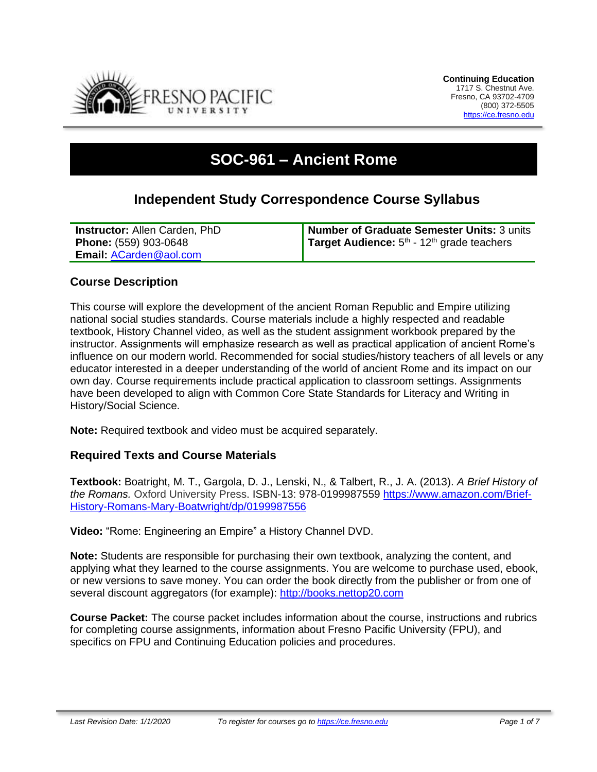**Continuing Education**
1717 S. Chestnut Ave.
Fresno, CA 93702-4709
(800) 372-5505
https://ce.fresno.edu

# SOC-961 – Ancient Rome

## Independent Study Correspondence Course Syllabus

| **Instructor:** Allen Carden, PhD<br>**Phone:** (559) 903-0648<br>**Email:** ACarden@aol.com | **Number of Graduate Semester Units:** 3 units<br>**Target Audience:** 5th - 12th grade teachers |
|---|---|

### Course Description

This course will explore the development of the ancient Roman Republic and Empire utilizing national social studies standards. Course materials include a highly respected and readable textbook, History Channel video, as well as the student assignment workbook prepared by the instructor. Assignments will emphasize research as well as practical application of ancient Rome's influence on our modern world. Recommended for social studies/history teachers of all levels or any educator interested in a deeper understanding of the world of ancient Rome and its impact on our own day. Course requirements include practical application to classroom settings. Assignments have been developed to align with Common Core State Standards for Literacy and Writing in History/Social Science.

**Note:** Required textbook and video must be acquired separately.

### Required Texts and Course Materials

**Textbook:** Boatright, M. T., Gargola, D. J., Lenski, N., & Talbert, R., J. A. (2013). *A Brief History of the Romans.* Oxford University Press. ISBN-13: 978-0199987559 https://www.amazon.com/Brief-History-Romans-Mary-Boatwright/dp/0199987556

**Video:** "Rome: Engineering an Empire" a History Channel DVD.

**Note:** Students are responsible for purchasing their own textbook, analyzing the content, and applying what they learned to the course assignments. You are welcome to purchase used, ebook, or new versions to save money. You can order the book directly from the publisher or from one of several discount aggregators (for example): http://books.nettop20.com

**Course Packet:** The course packet includes information about the course, instructions and rubrics for completing course assignments, information about Fresno Pacific University (FPU), and specifics on FPU and Continuing Education policies and procedures.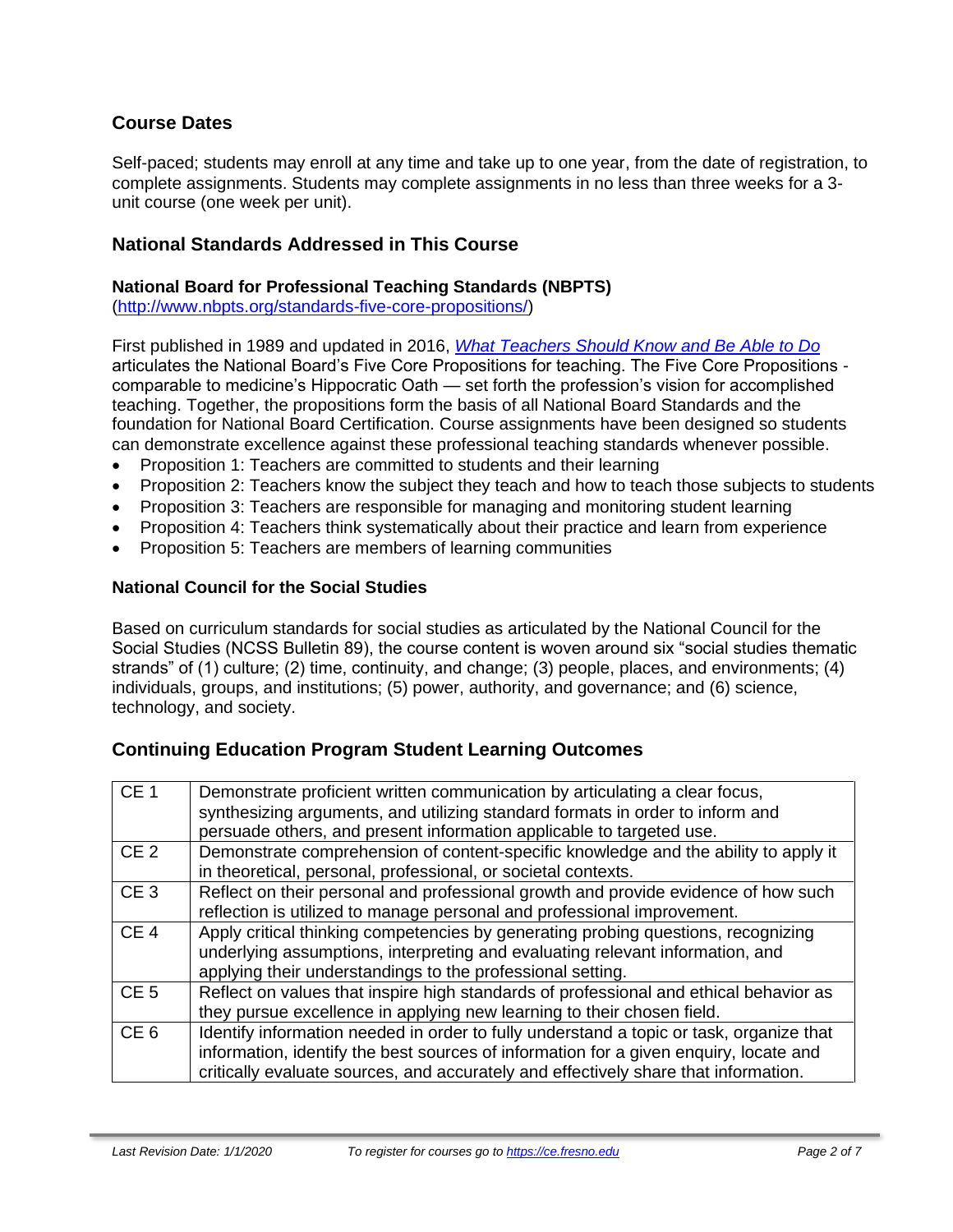## Course Dates

Self-paced; students may enroll at any time and take up to one year, from the date of registration, to complete assignments. Students may complete assignments in no less than three weeks for a 3-unit course (one week per unit).

## National Standards Addressed in This Course

### National Board for Professional Teaching Standards (NBPTS)

(http://www.nbpts.org/standards-five-core-propositions/)

First published in 1989 and updated in 2016, *What Teachers Should Know and Be Able to Do* articulates the National Board's Five Core Propositions for teaching. The Five Core Propositions - comparable to medicine's Hippocratic Oath — set forth the profession's vision for accomplished teaching. Together, the propositions form the basis of all National Board Standards and the foundation for National Board Certification. Course assignments have been designed so students can demonstrate excellence against these professional teaching standards whenever possible.

- Proposition 1: Teachers are committed to students and their learning
- Proposition 2: Teachers know the subject they teach and how to teach those subjects to students
- Proposition 3: Teachers are responsible for managing and monitoring student learning
- Proposition 4: Teachers think systematically about their practice and learn from experience
- Proposition 5: Teachers are members of learning communities

### National Council for the Social Studies

Based on curriculum standards for social studies as articulated by the National Council for the Social Studies (NCSS Bulletin 89), the course content is woven around six "social studies thematic strands" of (1) culture; (2) time, continuity, and change; (3) people, places, and environments; (4) individuals, groups, and institutions; (5) power, authority, and governance; and (6) science, technology, and society.

## Continuing Education Program Student Learning Outcomes

| | |
|---|---|
| CE 1 | Demonstrate proficient written communication by articulating a clear focus, synthesizing arguments, and utilizing standard formats in order to inform and persuade others, and present information applicable to targeted use. |
| CE 2 | Demonstrate comprehension of content-specific knowledge and the ability to apply it in theoretical, personal, professional, or societal contexts. |
| CE 3 | Reflect on their personal and professional growth and provide evidence of how such reflection is utilized to manage personal and professional improvement. |
| CE 4 | Apply critical thinking competencies by generating probing questions, recognizing underlying assumptions, interpreting and evaluating relevant information, and applying their understandings to the professional setting. |
| CE 5 | Reflect on values that inspire high standards of professional and ethical behavior as they pursue excellence in applying new learning to their chosen field. |
| CE 6 | Identify information needed in order to fully understand a topic or task, organize that information, identify the best sources of information for a given enquiry, locate and critically evaluate sources, and accurately and effectively share that information. |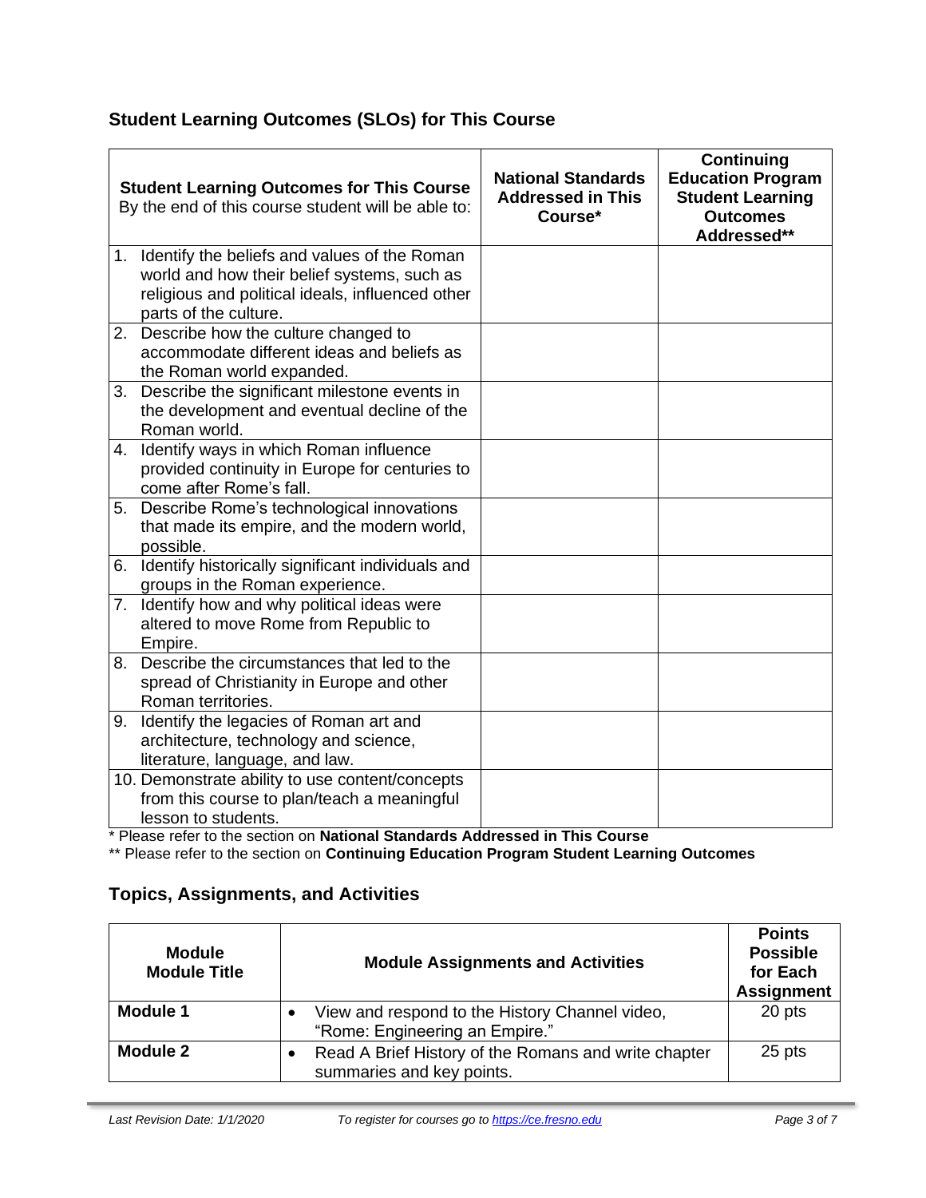## Student Learning Outcomes (SLOs) for This Course

| **Student Learning Outcomes for This Course** By the end of this course student will be able to: | **National Standards Addressed in This Course*** | **Continuing Education Program Student Learning Outcomes Addressed**** |
|---|---|---|
| 1. Identify the beliefs and values of the Roman world and how their belief systems, such as religious and political ideals, influenced other parts of the culture. | | |
| 2. Describe how the culture changed to accommodate different ideas and beliefs as the Roman world expanded. | | |
| 3. Describe the significant milestone events in the development and eventual decline of the Roman world. | | |
| 4. Identify ways in which Roman influence provided continuity in Europe for centuries to come after Rome's fall. | | |
| 5. Describe Rome's technological innovations that made its empire, and the modern world, possible. | | |
| 6. Identify historically significant individuals and groups in the Roman experience. | | |
| 7. Identify how and why political ideas were altered to move Rome from Republic to Empire. | | |
| 8. Describe the circumstances that led to the spread of Christianity in Europe and other Roman territories. | | |
| 9. Identify the legacies of Roman art and architecture, technology and science, literature, language, and law. | | |
| 10. Demonstrate ability to use content/concepts from this course to plan/teach a meaningful lesson to students. | | |

* Please refer to the section on **National Standards Addressed in This Course**

** Please refer to the section on **Continuing Education Program Student Learning Outcomes**

## Topics, Assignments, and Activities

| **Module Module Title** | **Module Assignments and Activities** | **Points Possible for Each Assignment** |
|---|---|---|
| **Module 1** | • View and respond to the History Channel video, "Rome: Engineering an Empire." | 20 pts |
| **Module 2** | • Read A Brief History of the Romans and write chapter summaries and key points. | 25 pts |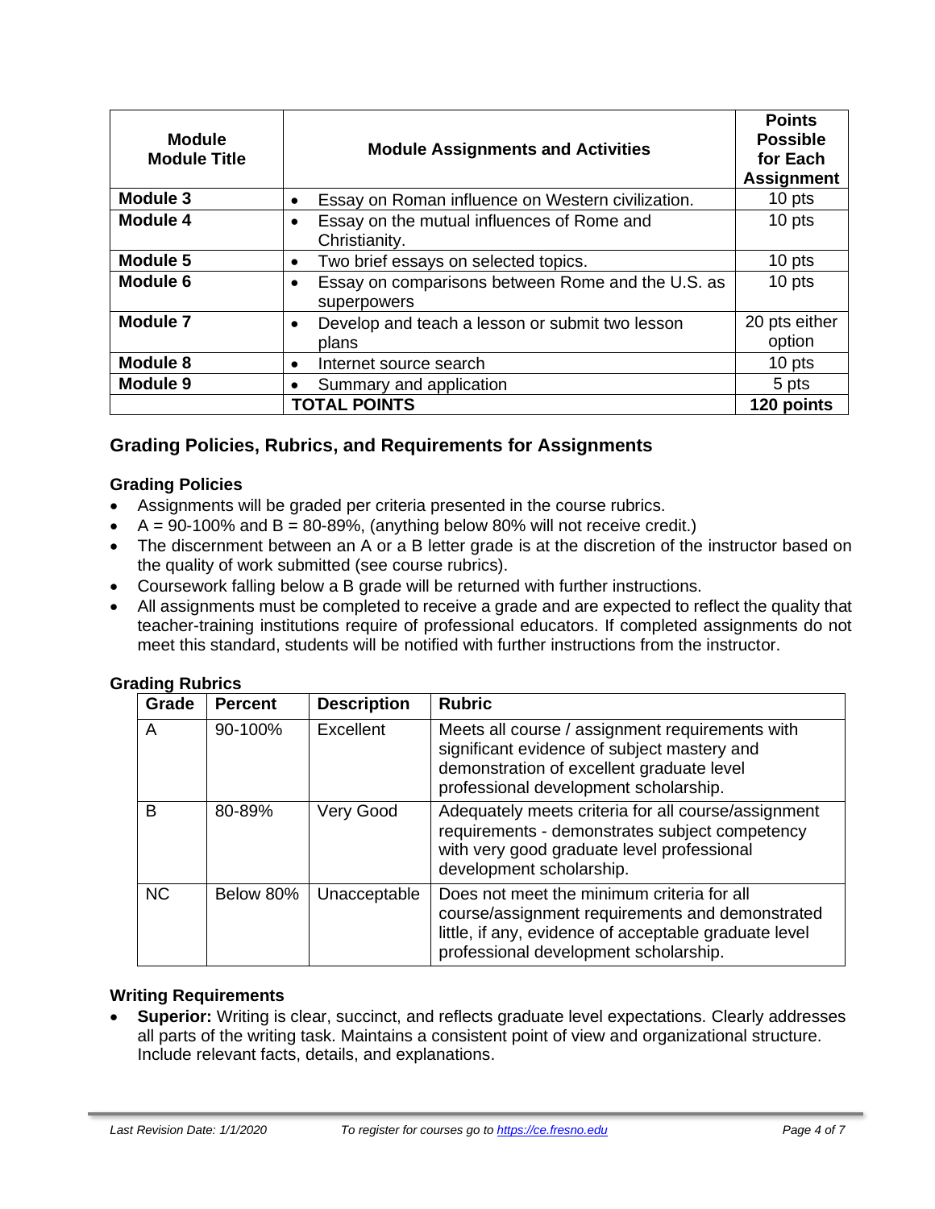| Module Module Title | Module Assignments and Activities | Points Possible for Each Assignment |
|---|---|---|
| **Module 3** | • Essay on Roman influence on Western civilization. | 10 pts |
| **Module 4** | • Essay on the mutual influences of Rome and Christianity. | 10 pts |
| **Module 5** | • Two brief essays on selected topics. | 10 pts |
| **Module 6** | • Essay on comparisons between Rome and the U.S. as superpowers | 10 pts |
| **Module 7** | • Develop and teach a lesson or submit two lesson plans | 20 pts either option |
| **Module 8** | • Internet source search | 10 pts |
| **Module 9** | • Summary and application | 5 pts |
| | **TOTAL POINTS** | **120 points** |

## Grading Policies, Rubrics, and Requirements for Assignments

### Grading Policies

- Assignments will be graded per criteria presented in the course rubrics.
- A = 90-100% and B = 80-89%, (anything below 80% will not receive credit.)
- The discernment between an A or a B letter grade is at the discretion of the instructor based on the quality of work submitted (see course rubrics).
- Coursework falling below a B grade will be returned with further instructions.
- All assignments must be completed to receive a grade and are expected to reflect the quality that teacher-training institutions require of professional educators. If completed assignments do not meet this standard, students will be notified with further instructions from the instructor.

### Grading Rubrics

| Grade | Percent | Description | Rubric |
|---|---|---|---|
| A | 90-100% | Excellent | Meets all course / assignment requirements with significant evidence of subject mastery and demonstration of excellent graduate level professional development scholarship. |
| B | 80-89% | Very Good | Adequately meets criteria for all course/assignment requirements - demonstrates subject competency with very good graduate level professional development scholarship. |
| NC | Below 80% | Unacceptable | Does not meet the minimum criteria for all course/assignment requirements and demonstrated little, if any, evidence of acceptable graduate level professional development scholarship. |

### Writing Requirements

- **Superior:** Writing is clear, succinct, and reflects graduate level expectations. Clearly addresses all parts of the writing task. Maintains a consistent point of view and organizational structure. Include relevant facts, details, and explanations.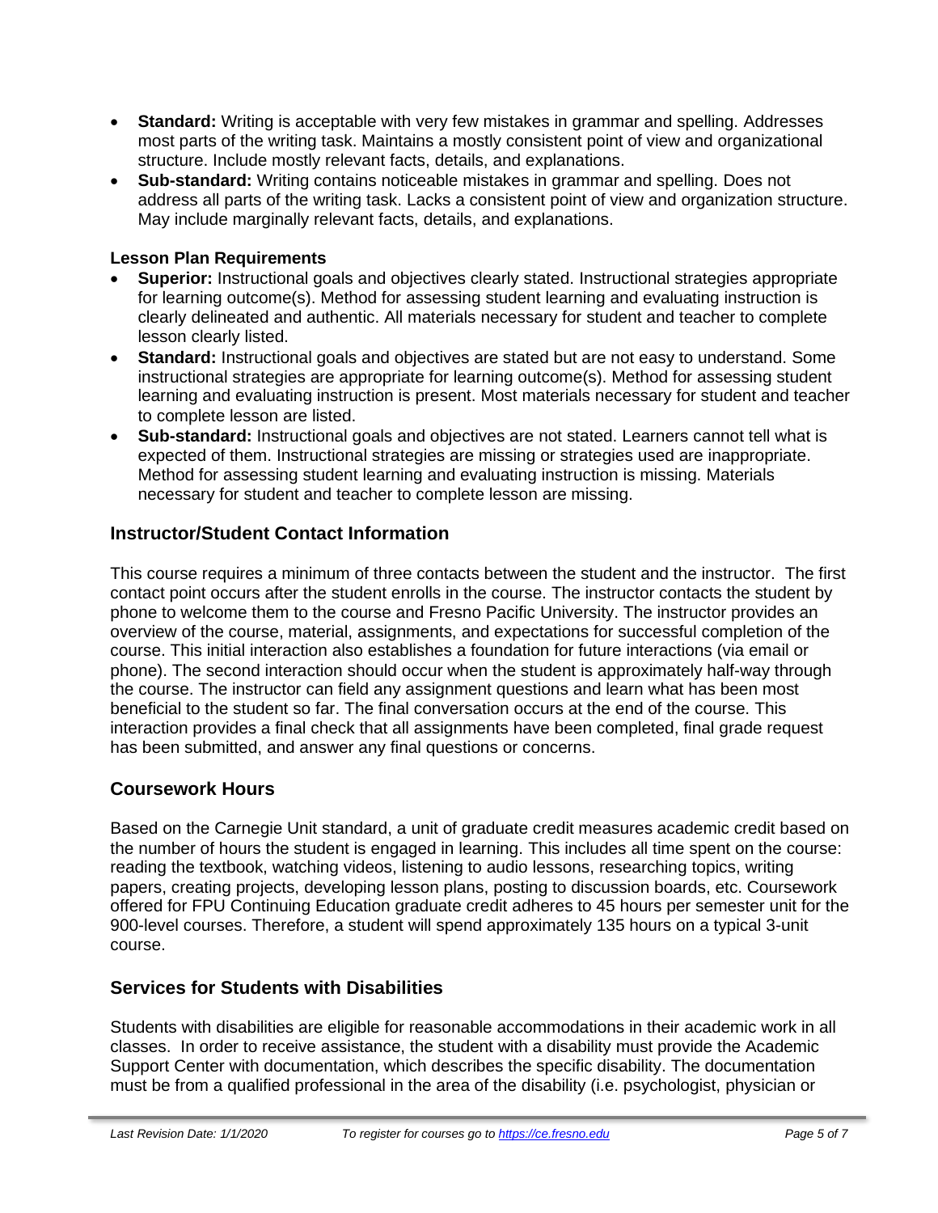- **Standard:** Writing is acceptable with very few mistakes in grammar and spelling. Addresses most parts of the writing task. Maintains a mostly consistent point of view and organizational structure. Include mostly relevant facts, details, and explanations.
- **Sub-standard:** Writing contains noticeable mistakes in grammar and spelling. Does not address all parts of the writing task. Lacks a consistent point of view and organization structure. May include marginally relevant facts, details, and explanations.

**Lesson Plan Requirements**

- **Superior:** Instructional goals and objectives clearly stated. Instructional strategies appropriate for learning outcome(s). Method for assessing student learning and evaluating instruction is clearly delineated and authentic. All materials necessary for student and teacher to complete lesson clearly listed.
- **Standard:** Instructional goals and objectives are stated but are not easy to understand. Some instructional strategies are appropriate for learning outcome(s). Method for assessing student learning and evaluating instruction is present. Most materials necessary for student and teacher to complete lesson are listed.
- **Sub-standard:** Instructional goals and objectives are not stated. Learners cannot tell what is expected of them. Instructional strategies are missing or strategies used are inappropriate. Method for assessing student learning and evaluating instruction is missing. Materials necessary for student and teacher to complete lesson are missing.

## Instructor/Student Contact Information

This course requires a minimum of three contacts between the student and the instructor. The first contact point occurs after the student enrolls in the course. The instructor contacts the student by phone to welcome them to the course and Fresno Pacific University. The instructor provides an overview of the course, material, assignments, and expectations for successful completion of the course. This initial interaction also establishes a foundation for future interactions (via email or phone). The second interaction should occur when the student is approximately half-way through the course. The instructor can field any assignment questions and learn what has been most beneficial to the student so far. The final conversation occurs at the end of the course. This interaction provides a final check that all assignments have been completed, final grade request has been submitted, and answer any final questions or concerns.

## Coursework Hours

Based on the Carnegie Unit standard, a unit of graduate credit measures academic credit based on the number of hours the student is engaged in learning. This includes all time spent on the course: reading the textbook, watching videos, listening to audio lessons, researching topics, writing papers, creating projects, developing lesson plans, posting to discussion boards, etc. Coursework offered for FPU Continuing Education graduate credit adheres to 45 hours per semester unit for the 900-level courses. Therefore, a student will spend approximately 135 hours on a typical 3-unit course.

## Services for Students with Disabilities

Students with disabilities are eligible for reasonable accommodations in their academic work in all classes. In order to receive assistance, the student with a disability must provide the Academic Support Center with documentation, which describes the specific disability. The documentation must be from a qualified professional in the area of the disability (i.e. psychologist, physician or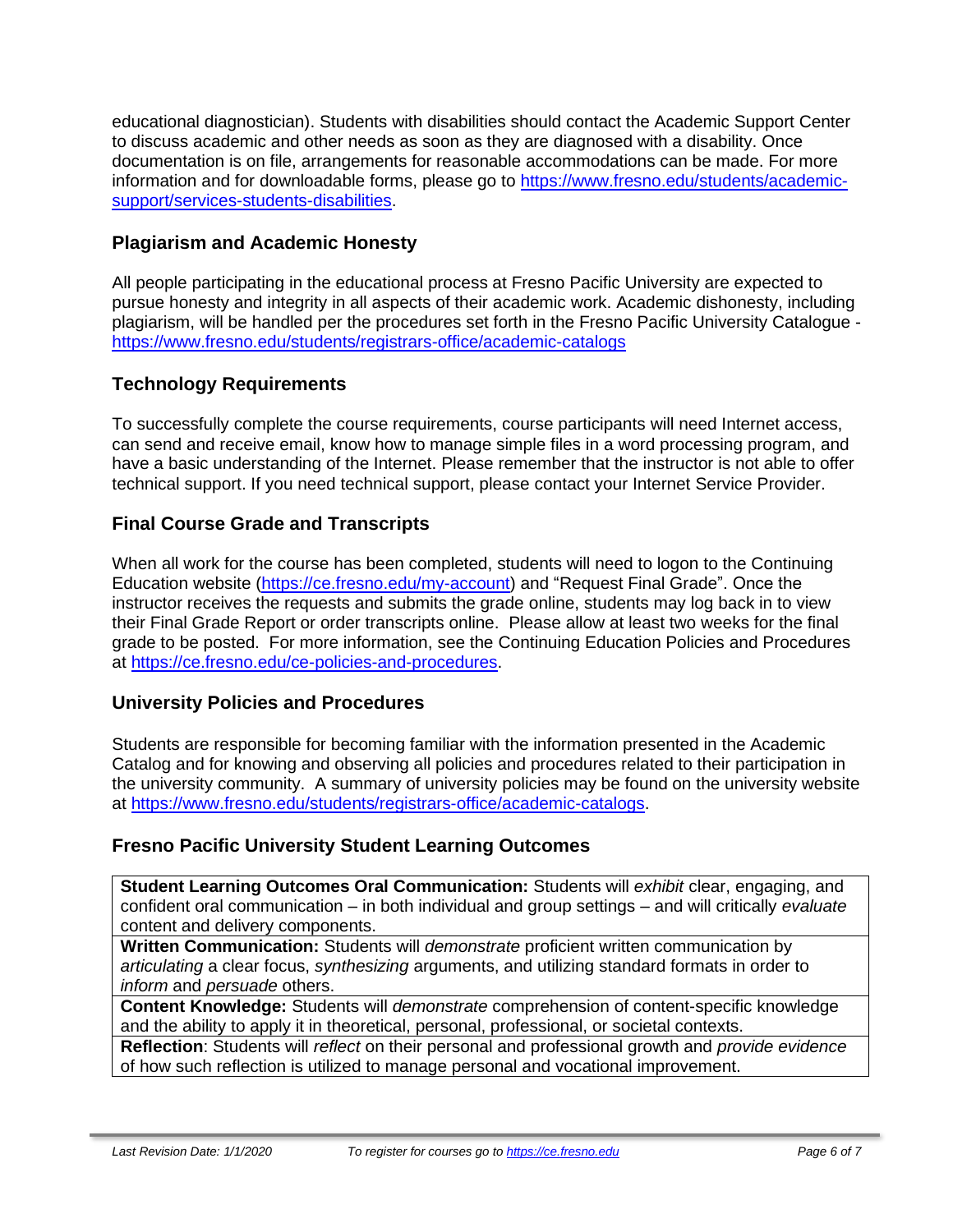educational diagnostician). Students with disabilities should contact the Academic Support Center to discuss academic and other needs as soon as they are diagnosed with a disability. Once documentation is on file, arrangements for reasonable accommodations can be made. For more information and for downloadable forms, please go to [https://www.fresno.edu/students/academic-support/services-students-disabilities](https://www.fresno.edu/students/academic-support/services-students-disabilities).

## Plagiarism and Academic Honesty

All people participating in the educational process at Fresno Pacific University are expected to pursue honesty and integrity in all aspects of their academic work. Academic dishonesty, including plagiarism, will be handled per the procedures set forth in the Fresno Pacific University Catalogue - [https://www.fresno.edu/students/registrars-office/academic-catalogs](https://www.fresno.edu/students/registrars-office/academic-catalogs)

## Technology Requirements

To successfully complete the course requirements, course participants will need Internet access, can send and receive email, know how to manage simple files in a word processing program, and have a basic understanding of the Internet. Please remember that the instructor is not able to offer technical support. If you need technical support, please contact your Internet Service Provider.

## Final Course Grade and Transcripts

When all work for the course has been completed, students will need to logon to the Continuing Education website ([https://ce.fresno.edu/my-account](https://ce.fresno.edu/my-account)) and "Request Final Grade". Once the instructor receives the requests and submits the grade online, students may log back in to view their Final Grade Report or order transcripts online. Please allow at least two weeks for the final grade to be posted. For more information, see the Continuing Education Policies and Procedures at [https://ce.fresno.edu/ce-policies-and-procedures](https://ce.fresno.edu/ce-policies-and-procedures).

## University Policies and Procedures

Students are responsible for becoming familiar with the information presented in the Academic Catalog and for knowing and observing all policies and procedures related to their participation in the university community. A summary of university policies may be found on the university website at [https://www.fresno.edu/students/registrars-office/academic-catalogs](https://www.fresno.edu/students/registrars-office/academic-catalogs).

## Fresno Pacific University Student Learning Outcomes

| |
|---|
| **Student Learning Outcomes Oral Communication:** Students will *exhibit* clear, engaging, and confident oral communication – in both individual and group settings – and will critically *evaluate* content and delivery components. |
| **Written Communication:** Students will *demonstrate* proficient written communication by *articulating* a clear focus, *synthesizing* arguments, and utilizing standard formats in order to *inform* and *persuade* others. |
| **Content Knowledge:** Students will *demonstrate* comprehension of content-specific knowledge and the ability to apply it in theoretical, personal, professional, or societal contexts. |
| **Reflection**: Students will *reflect* on their personal and professional growth and *provide evidence* of how such reflection is utilized to manage personal and vocational improvement. |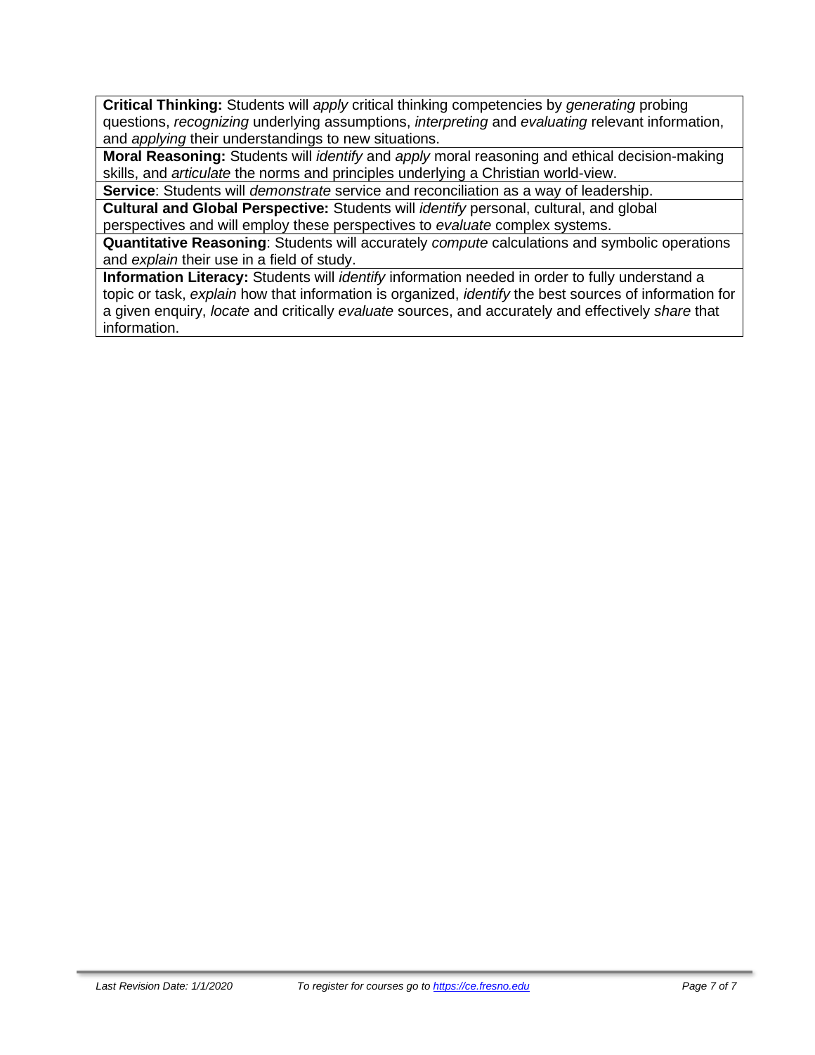| |
|---|
| **Critical Thinking:** Students will *apply* critical thinking competencies by *generating* probing questions, *recognizing* underlying assumptions, *interpreting* and *evaluating* relevant information, and *applying* their understandings to new situations. |
| **Moral Reasoning:** Students will *identify* and *apply* moral reasoning and ethical decision-making skills, and *articulate* the norms and principles underlying a Christian world-view. |
| **Service**: Students will *demonstrate* service and reconciliation as a way of leadership. |
| **Cultural and Global Perspective:** Students will *identify* personal, cultural, and global perspectives and will employ these perspectives to *evaluate* complex systems. |
| **Quantitative Reasoning**: Students will accurately *compute* calculations and symbolic operations and *explain* their use in a field of study. |
| **Information Literacy:** Students will *identify* information needed in order to fully understand a topic or task, *explain* how that information is organized, *identify* the best sources of information for a given enquiry, *locate* and critically *evaluate* sources, and accurately and effectively *share* that information. |